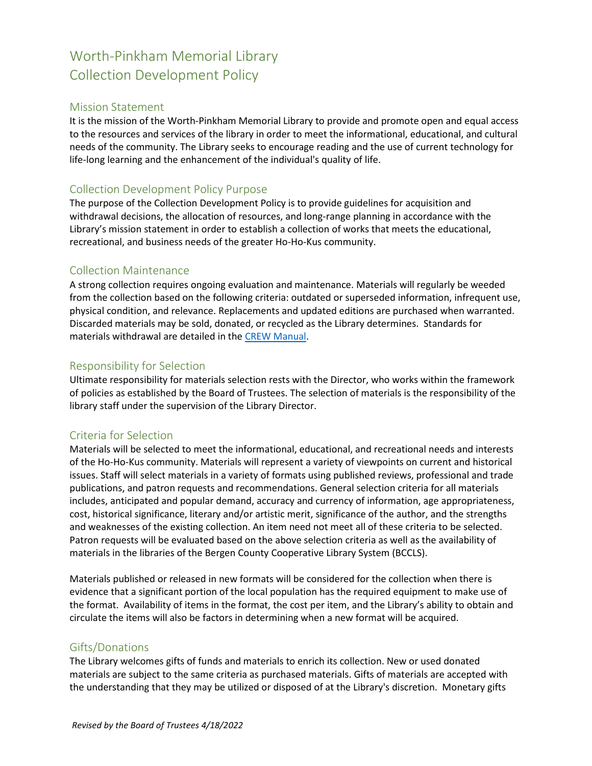# Worth-Pinkham Memorial Library
# Collection Development Policy

## Mission Statement

It is the mission of the Worth-Pinkham Memorial Library to provide and promote open and equal access to the resources and services of the library in order to meet the informational, educational, and cultural needs of the community. The Library seeks to encourage reading and the use of current technology for life-long learning and the enhancement of the individual's quality of life.

## Collection Development Policy Purpose

The purpose of the Collection Development Policy is to provide guidelines for acquisition and withdrawal decisions, the allocation of resources, and long-range planning in accordance with the Library's mission statement in order to establish a collection of works that meets the educational, recreational, and business needs of the greater Ho-Ho-Kus community.

## Collection Maintenance

A strong collection requires ongoing evaluation and maintenance. Materials will regularly be weeded from the collection based on the following criteria: outdated or superseded information, infrequent use, physical condition, and relevance. Replacements and updated editions are purchased when warranted. Discarded materials may be sold, donated, or recycled as the Library determines. Standards for materials withdrawal are detailed in the CREW Manual.

## Responsibility for Selection

Ultimate responsibility for materials selection rests with the Director, who works within the framework of policies as established by the Board of Trustees. The selection of materials is the responsibility of the library staff under the supervision of the Library Director.

## Criteria for Selection

Materials will be selected to meet the informational, educational, and recreational needs and interests of the Ho-Ho-Kus community. Materials will represent a variety of viewpoints on current and historical issues. Staff will select materials in a variety of formats using published reviews, professional and trade publications, and patron requests and recommendations. General selection criteria for all materials includes, anticipated and popular demand, accuracy and currency of information, age appropriateness, cost, historical significance, literary and/or artistic merit, significance of the author, and the strengths and weaknesses of the existing collection. An item need not meet all of these criteria to be selected. Patron requests will be evaluated based on the above selection criteria as well as the availability of materials in the libraries of the Bergen County Cooperative Library System (BCCLS).

Materials published or released in new formats will be considered for the collection when there is evidence that a significant portion of the local population has the required equipment to make use of the format. Availability of items in the format, the cost per item, and the Library's ability to obtain and circulate the items will also be factors in determining when a new format will be acquired.

## Gifts/Donations

The Library welcomes gifts of funds and materials to enrich its collection. New or used donated materials are subject to the same criteria as purchased materials. Gifts of materials are accepted with the understanding that they may be utilized or disposed of at the Library's discretion. Monetary gifts

*Revised by the Board of Trustees 4/18/2022*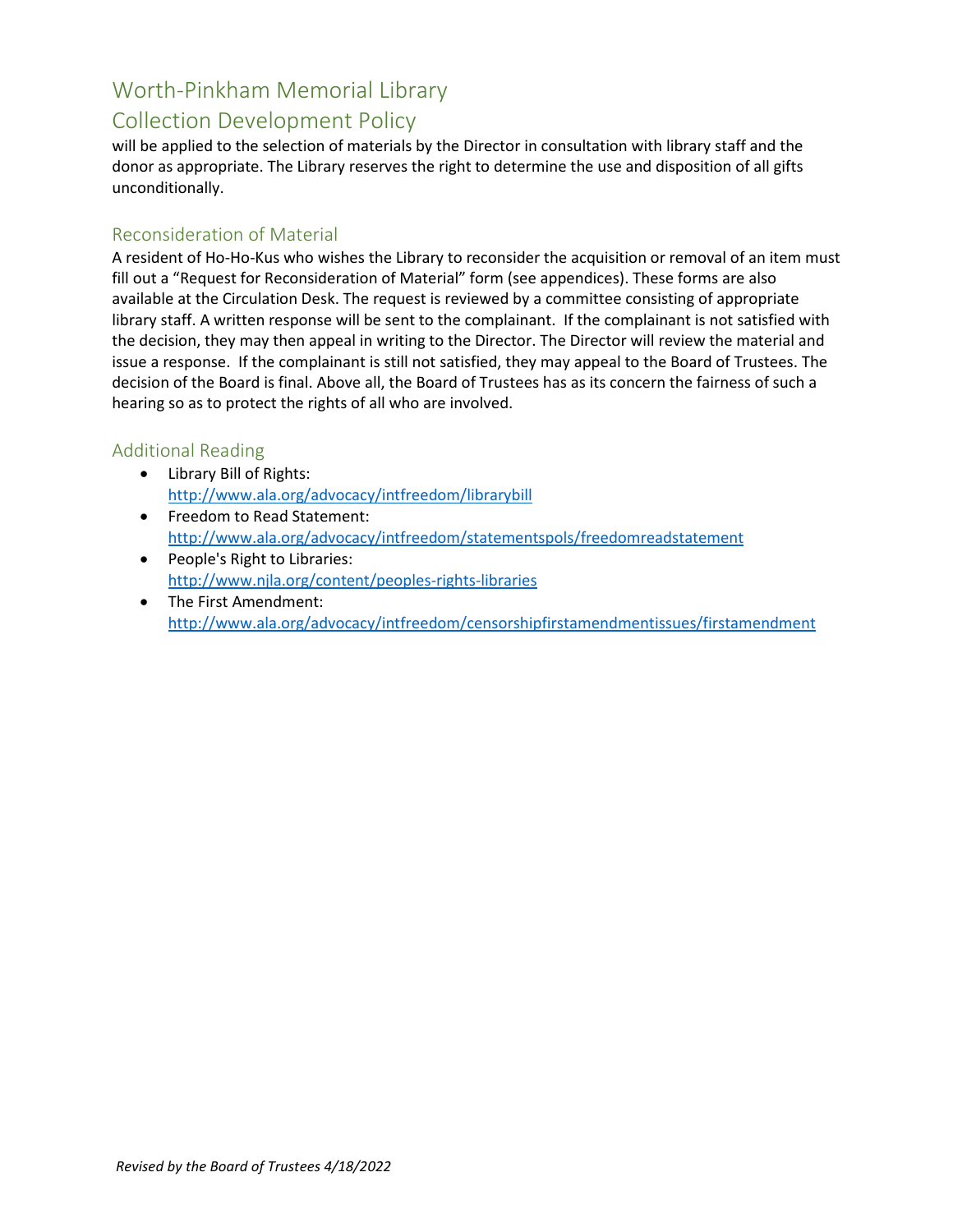will be applied to the selection of materials by the Director in consultation with library staff and the donor as appropriate. The Library reserves the right to determine the use and disposition of all gifts unconditionally.

## Reconsideration of Material

A resident of Ho-Ho-Kus who wishes the Library to reconsider the acquisition or removal of an item must fill out a "Request for Reconsideration of Material" form (see appendices). These forms are also available at the Circulation Desk. The request is reviewed by a committee consisting of appropriate library staff. A written response will be sent to the complainant. If the complainant is not satisfied with the decision, they may then appeal in writing to the Director. The Director will review the material and issue a response. If the complainant is still not satisfied, they may appeal to the Board of Trustees. The decision of the Board is final. Above all, the Board of Trustees has as its concern the fairness of such a hearing so as to protect the rights of all who are involved.

## Additional Reading

- Library Bill of Rights:
  http://www.ala.org/advocacy/intfreedom/librarybill
- Freedom to Read Statement:
  http://www.ala.org/advocacy/intfreedom/statementspols/freedomreadstatement
- People's Right to Libraries:
  http://www.njla.org/content/peoples-rights-libraries
- The First Amendment:
  http://www.ala.org/advocacy/intfreedom/censorshipfirstamendmentissues/firstamendment

*Revised by the Board of Trustees 4/18/2022*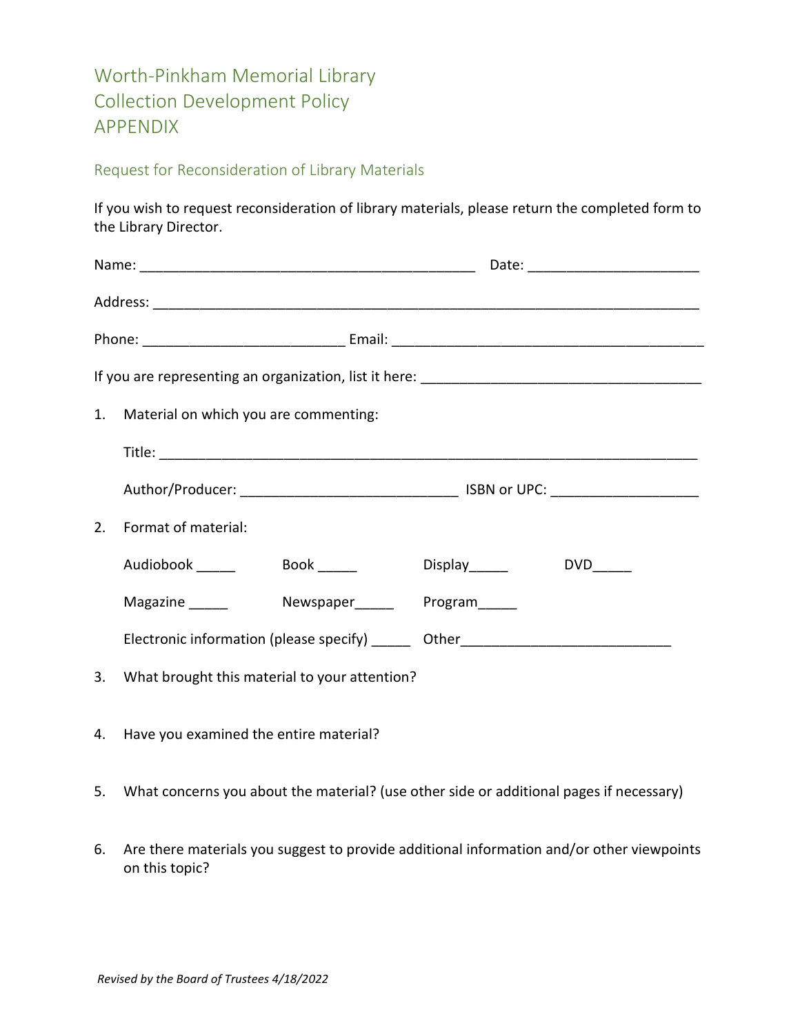# Worth-Pinkham Memorial Library
# Collection Development Policy
# APPENDIX

## Request for Reconsideration of Library Materials

If you wish to request reconsideration of library materials, please return the completed form to the Library Director.

Name: ___________________________________________ Date: _____________________

Address: ________________________________________________________________________

Phone: _________________________ Email: ________________________________________

If you are representing an organization, list it here: ___________________________________

1. Material on which you are commenting:

   Title: ________________________________________________________________________

   Author/Producer: ___________________________ ISBN or UPC: ___________________

2. Format of material:

   Audiobook _____ Book _____ Display_____ DVD_____

   Magazine _____ Newspaper_____ Program_____

   Electronic information (please specify) _____ Other___________________________

3. What brought this material to your attention?

4. Have you examined the entire material?

5. What concerns you about the material? (use other side or additional pages if necessary)

6. Are there materials you suggest to provide additional information and/or other viewpoints on this topic?

*Revised by the Board of Trustees 4/18/2022*